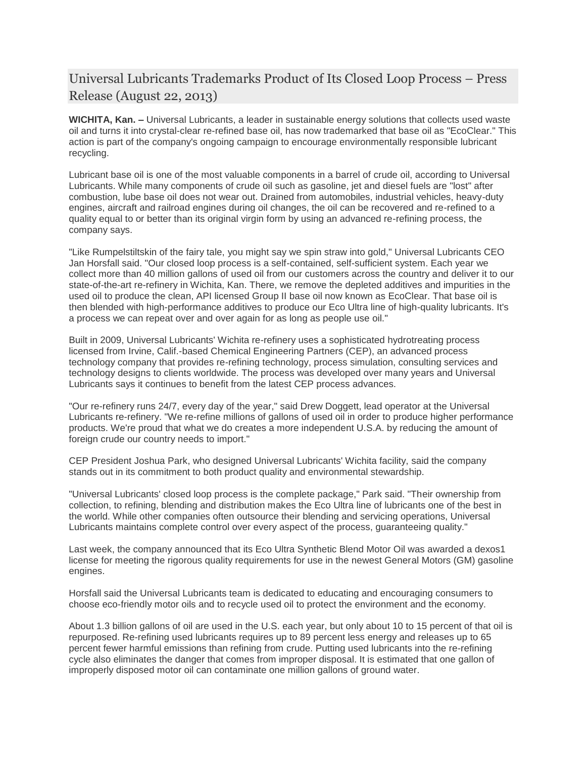# Universal Lubricants Trademarks Product of Its Closed Loop Process – Press Release (August 22, 2013)

**WICHITA, Kan. –** Universal Lubricants, a leader in sustainable energy solutions that collects used waste oil and turns it into crystal-clear re-refined base oil, has now trademarked that base oil as "EcoClear." This action is part of the company's ongoing campaign to encourage environmentally responsible lubricant recycling.

Lubricant base oil is one of the most valuable components in a barrel of crude oil, according to Universal Lubricants. While many components of crude oil such as gasoline, jet and diesel fuels are "lost" after combustion, lube base oil does not wear out. Drained from automobiles, industrial vehicles, heavy-duty engines, aircraft and railroad engines during oil changes, the oil can be recovered and re-refined to a quality equal to or better than its original virgin form by using an advanced re-refining process, the company says.

"Like Rumpelstiltskin of the fairy tale, you might say we spin straw into gold," Universal Lubricants CEO Jan Horsfall said. "Our closed loop process is a self-contained, self-sufficient system. Each year we collect more than 40 million gallons of used oil from our customers across the country and deliver it to our state-of-the-art re-refinery in Wichita, Kan. There, we remove the depleted additives and impurities in the used oil to produce the clean, API licensed Group II base oil now known as EcoClear. That base oil is then blended with high-performance additives to produce our Eco Ultra line of high-quality lubricants. It's a process we can repeat over and over again for as long as people use oil."

Built in 2009, Universal Lubricants' Wichita re-refinery uses a sophisticated hydrotreating process licensed from Irvine, Calif.-based Chemical Engineering Partners (CEP), an advanced process technology company that provides re-refining technology, process simulation, consulting services and technology designs to clients worldwide. The process was developed over many years and Universal Lubricants says it continues to benefit from the latest CEP process advances.

"Our re-refinery runs 24/7, every day of the year," said Drew Doggett, lead operator at the Universal Lubricants re-refinery. "We re-refine millions of gallons of used oil in order to produce higher performance products. We're proud that what we do creates a more independent U.S.A. by reducing the amount of foreign crude our country needs to import."

CEP President Joshua Park, who designed Universal Lubricants' Wichita facility, said the company stands out in its commitment to both product quality and environmental stewardship.

"Universal Lubricants' closed loop process is the complete package," Park said. "Their ownership from collection, to refining, blending and distribution makes the Eco Ultra line of lubricants one of the best in the world. While other companies often outsource their blending and servicing operations, Universal Lubricants maintains complete control over every aspect of the process, guaranteeing quality."

Last week, the company announced that its Eco Ultra Synthetic Blend Motor Oil was awarded a dexos1 license for meeting the rigorous quality requirements for use in the newest General Motors (GM) gasoline engines.

Horsfall said the Universal Lubricants team is dedicated to educating and encouraging consumers to choose eco-friendly motor oils and to recycle used oil to protect the environment and the economy.

About 1.3 billion gallons of oil are used in the U.S. each year, but only about 10 to 15 percent of that oil is repurposed. Re-refining used lubricants requires up to 89 percent less energy and releases up to 65 percent fewer harmful emissions than refining from crude. Putting used lubricants into the re-refining cycle also eliminates the danger that comes from improper disposal. It is estimated that one gallon of improperly disposed motor oil can contaminate one million gallons of ground water.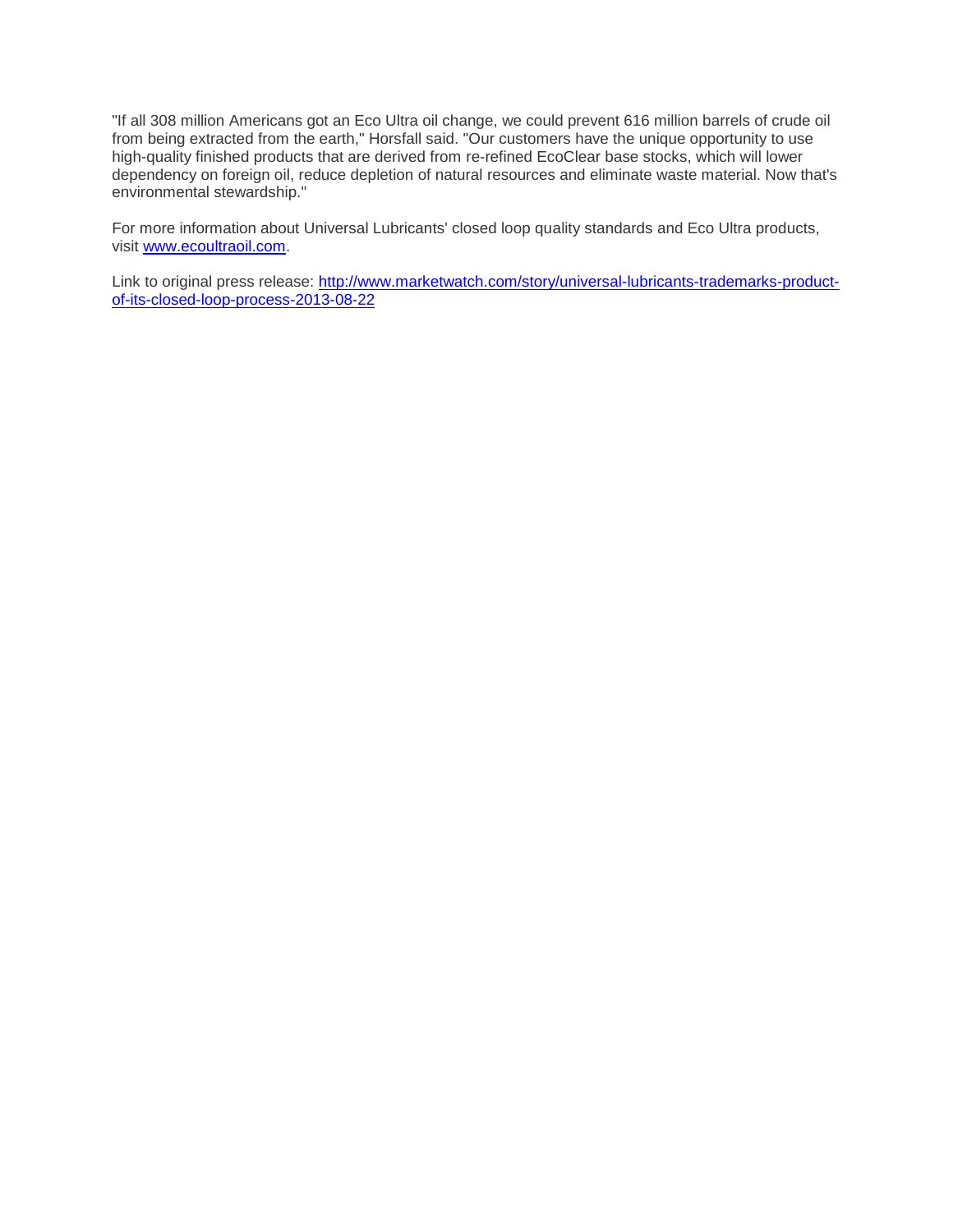"If all 308 million Americans got an Eco Ultra oil change, we could prevent 616 million barrels of crude oil from being extracted from the earth," Horsfall said. "Our customers have the unique opportunity to use high-quality finished products that are derived from re-refined EcoClear base stocks, which will lower dependency on foreign oil, reduce depletion of natural resources and eliminate waste material. Now that's environmental stewardship."

For more information about Universal Lubricants' closed loop quality standards and Eco Ultra products, visit [www.ecoultraoil.com](http://www.ecoultraoil.com).

Link to original press release: [http://www.marketwatch.com/story/universal-lubricants-trademarks-product-of-its-closed-loop-process-2013-08-22](http://www.marketwatch.com/story/universal-lubricants-trademarks-product-of-its-closed-loop-process-2013-08-22)